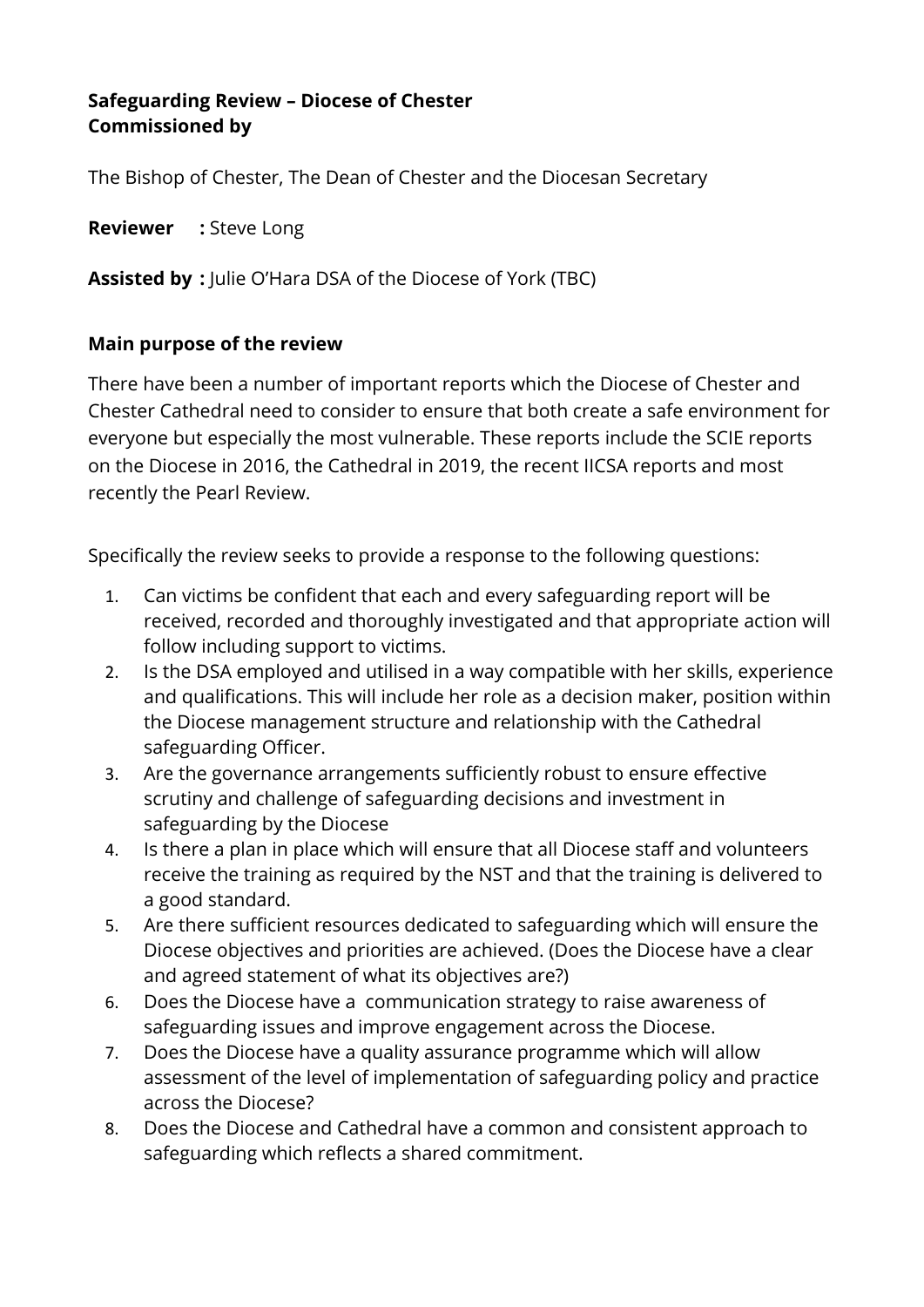**Safeguarding Review – Diocese of Chester**
**Commissioned by**

The Bishop of Chester, The Dean of Chester and the Diocesan Secretary

**Reviewer :** Steve Long

**Assisted by :** Julie O'Hara DSA of the Diocese of York (TBC)

**Main purpose of the review**

There have been a number of important reports which the Diocese of Chester and Chester Cathedral need to consider to ensure that both create a safe environment for everyone but especially the most vulnerable. These reports include the SCIE reports on the Diocese in 2016, the Cathedral in 2019, the recent IICSA reports and most recently the Pearl Review.

Specifically the review seeks to provide a response to the following questions:

1. Can victims be confident that each and every safeguarding report will be received, recorded and thoroughly investigated and that appropriate action will follow including support to victims.
2. Is the DSA employed and utilised in a way compatible with her skills, experience and qualifications. This will include her role as a decision maker, position within the Diocese management structure and relationship with the Cathedral safeguarding Officer.
3. Are the governance arrangements sufficiently robust to ensure effective scrutiny and challenge of safeguarding decisions and investment in safeguarding by the Diocese
4. Is there a plan in place which will ensure that all Diocese staff and volunteers receive the training as required by the NST and that the training is delivered to a good standard.
5. Are there sufficient resources dedicated to safeguarding which will ensure the Diocese objectives and priorities are achieved. (Does the Diocese have a clear and agreed statement of what its objectives are?)
6. Does the Diocese have a communication strategy to raise awareness of safeguarding issues and improve engagement across the Diocese.
7. Does the Diocese have a quality assurance programme which will allow assessment of the level of implementation of safeguarding policy and practice across the Diocese?
8. Does the Diocese and Cathedral have a common and consistent approach to safeguarding which reflects a shared commitment.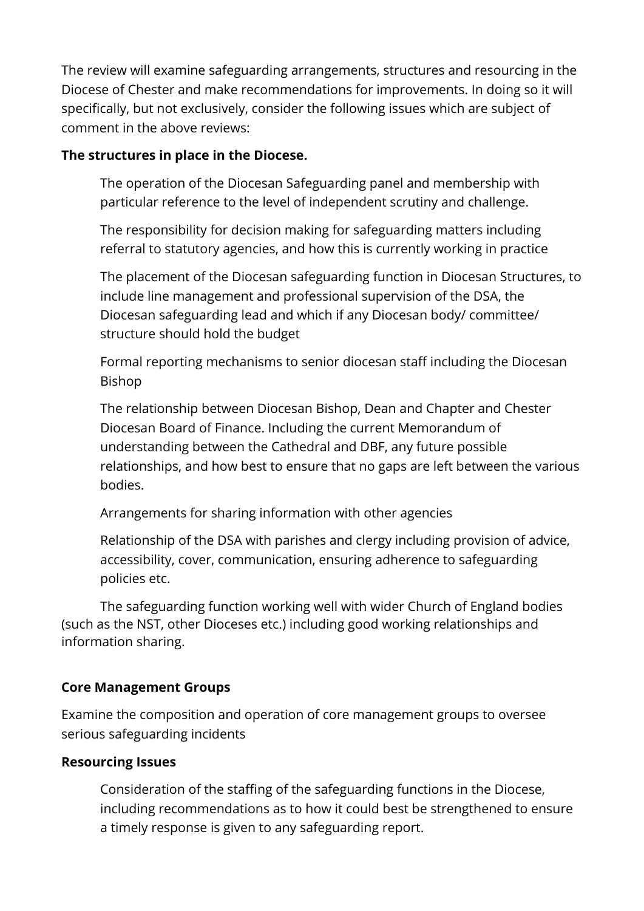The review will examine safeguarding arrangements, structures and resourcing in the Diocese of Chester and make recommendations for improvements. In doing so it will specifically, but not exclusively, consider the following issues which are subject of comment in the above reviews:

**The structures in place in the Diocese.**

The operation of the Diocesan Safeguarding panel and membership with particular reference to the level of independent scrutiny and challenge.

The responsibility for decision making for safeguarding matters including referral to statutory agencies, and how this is currently working in practice

The placement of the Diocesan safeguarding function in Diocesan Structures, to include line management and professional supervision of the DSA, the Diocesan safeguarding lead and which if any Diocesan body/ committee/ structure should hold the budget

Formal reporting mechanisms to senior diocesan staff including the Diocesan Bishop

The relationship between Diocesan Bishop, Dean and Chapter and Chester Diocesan Board of Finance. Including the current Memorandum of understanding between the Cathedral and DBF, any future possible relationships, and how best to ensure that no gaps are left between the various bodies.

Arrangements for sharing information with other agencies

Relationship of the DSA with parishes and clergy including provision of advice, accessibility, cover, communication, ensuring adherence to safeguarding policies etc.

The safeguarding function working well with wider Church of England bodies (such as the NST, other Dioceses etc.) including good working relationships and information sharing.

**Core Management Groups**

Examine the composition and operation of core management groups to oversee serious safeguarding incidents

**Resourcing Issues**

Consideration of the staffing of the safeguarding functions in the Diocese, including recommendations as to how it could best be strengthened to ensure a timely response is given to any safeguarding report.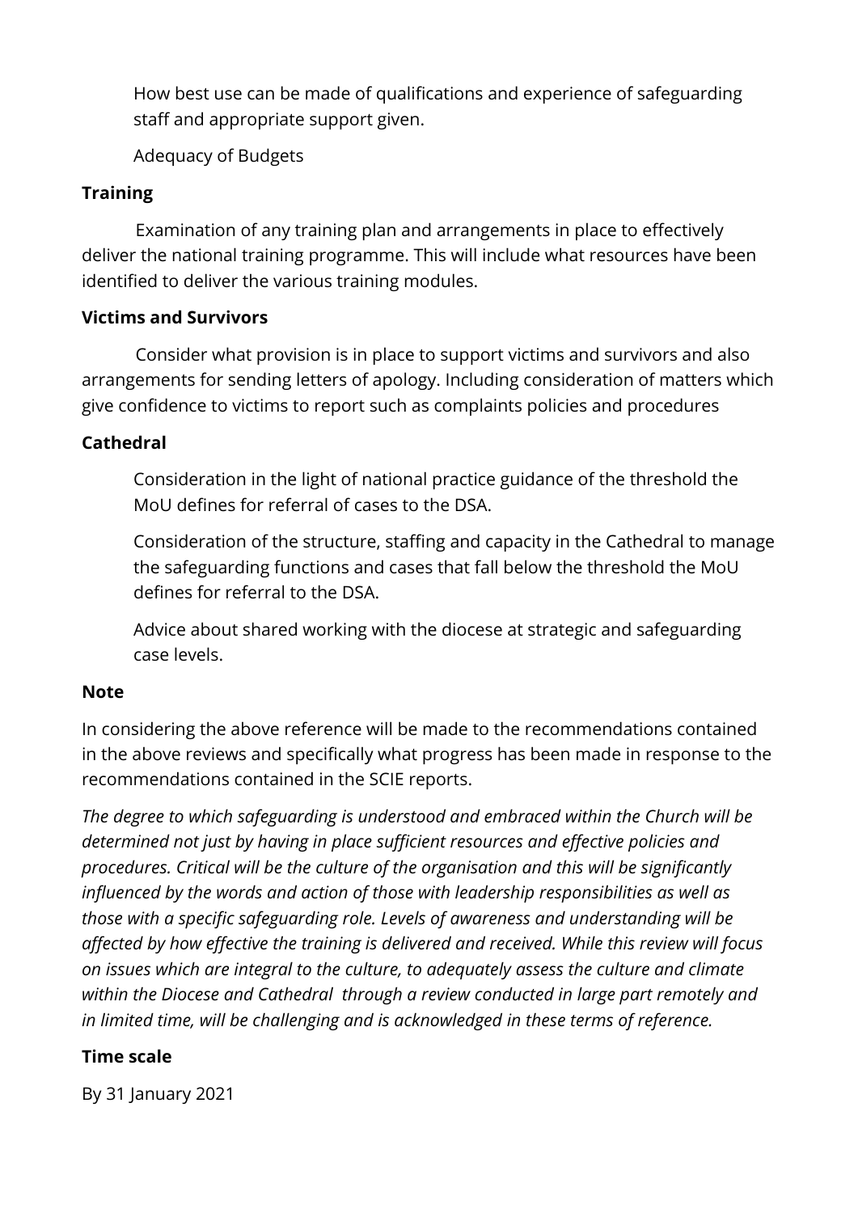How best use can be made of qualifications and experience of safeguarding staff and appropriate support given.

Adequacy of Budgets

**Training**

Examination of any training plan and arrangements in place to effectively deliver the national training programme. This will include what resources have been identified to deliver the various training modules.

**Victims and Survivors**

Consider what provision is in place to support victims and survivors and also arrangements for sending letters of apology. Including consideration of matters which give confidence to victims to report such as complaints policies and procedures

**Cathedral**

Consideration in the light of national practice guidance of the threshold the MoU defines for referral of cases to the DSA.

Consideration of the structure, staffing and capacity in the Cathedral to manage the safeguarding functions and cases that fall below the threshold the MoU defines for referral to the DSA.

Advice about shared working with the diocese at strategic and safeguarding case levels.

**Note**

In considering the above reference will be made to the recommendations contained in the above reviews and specifically what progress has been made in response to the recommendations contained in the SCIE reports.

*The degree to which safeguarding is understood and embraced within the Church will be determined not just by having in place sufficient resources and effective policies and procedures. Critical will be the culture of the organisation and this will be significantly influenced by the words and action of those with leadership responsibilities as well as those with a specific safeguarding role. Levels of awareness and understanding will be affected by how effective the training is delivered and received. While this review will focus on issues which are integral to the culture, to adequately assess the culture and climate within the Diocese and Cathedral through a review conducted in large part remotely and in limited time, will be challenging and is acknowledged in these terms of reference.*

**Time scale**

By 31 January 2021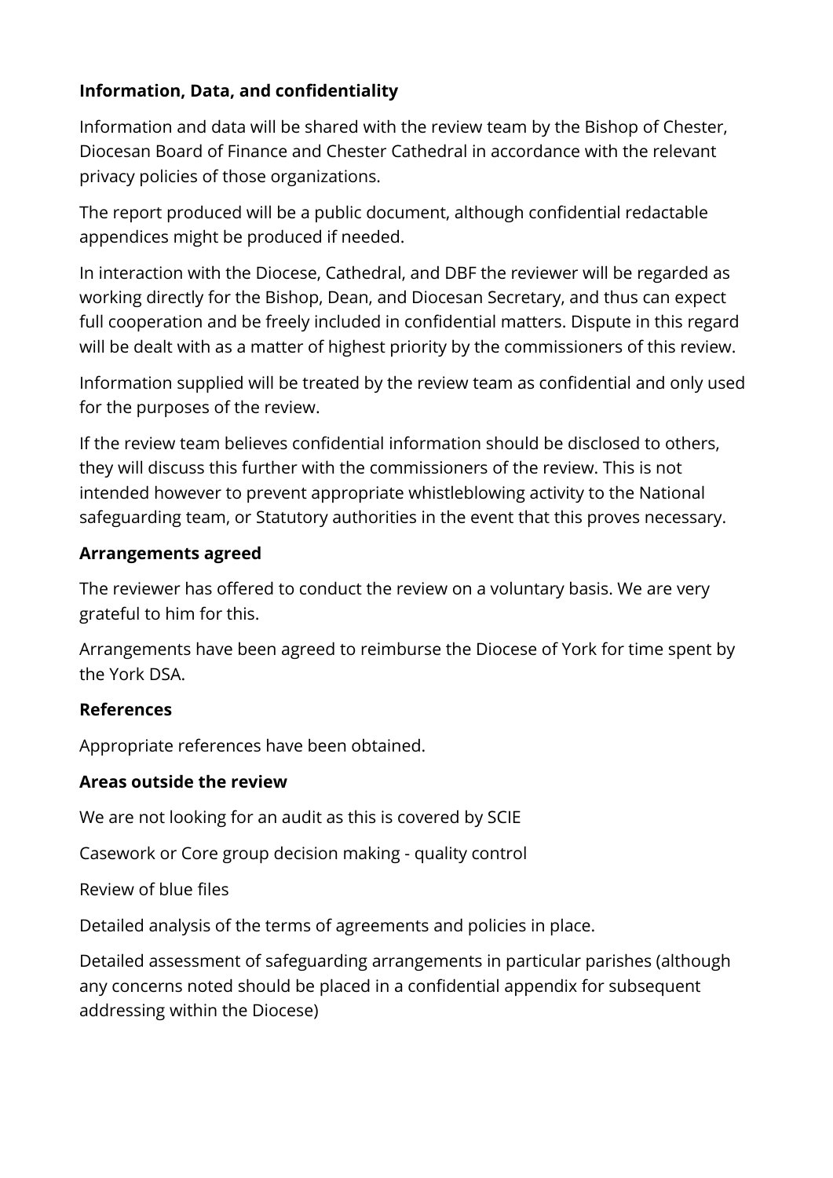**Information, Data, and confidentiality**

Information and data will be shared with the review team by the Bishop of Chester, Diocesan Board of Finance and Chester Cathedral in accordance with the relevant privacy policies of those organizations.

The report produced will be a public document, although confidential redactable appendices might be produced if needed.

In interaction with the Diocese, Cathedral, and DBF the reviewer will be regarded as working directly for the Bishop, Dean, and Diocesan Secretary, and thus can expect full cooperation and be freely included in confidential matters. Dispute in this regard will be dealt with as a matter of highest priority by the commissioners of this review.

Information supplied will be treated by the review team as confidential and only used for the purposes of the review.

If the review team believes confidential information should be disclosed to others, they will discuss this further with the commissioners of the review. This is not intended however to prevent appropriate whistleblowing activity to the National safeguarding team, or Statutory authorities in the event that this proves necessary.

**Arrangements agreed**

The reviewer has offered to conduct the review on a voluntary basis. We are very grateful to him for this.

Arrangements have been agreed to reimburse the Diocese of York for time spent by the York DSA.

**References**

Appropriate references have been obtained.

**Areas outside the review**

We are not looking for an audit as this is covered by SCIE

Casework or Core group decision making - quality control

Review of blue files

Detailed analysis of the terms of agreements and policies in place.

Detailed assessment of safeguarding arrangements in particular parishes (although any concerns noted should be placed in a confidential appendix for subsequent addressing within the Diocese)